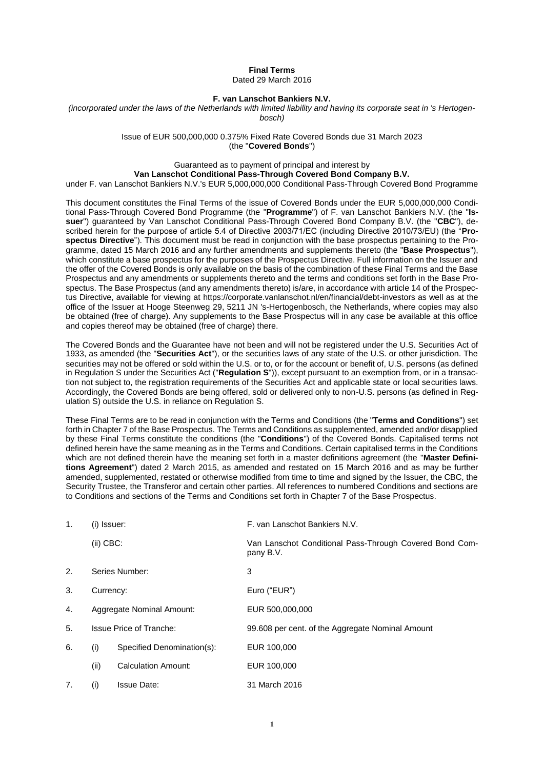**Final Terms**

Dated 29 March 2016

**F. van Lanschot Bankiers N.V.**

*(incorporated under the laws of the Netherlands with limited liability and having its corporate seat in 's Hertogenbosch)*

Issue of EUR 500,000,000 0.375% Fixed Rate Covered Bonds due 31 March 2023
(the "**Covered Bonds**")

Guaranteed as to payment of principal and interest by
**Van Lanschot Conditional Pass-Through Covered Bond Company B.V.**
under F. van Lanschot Bankiers N.V.'s EUR 5,000,000,000 Conditional Pass-Through Covered Bond Programme

This document constitutes the Final Terms of the issue of Covered Bonds under the EUR 5,000,000,000 Conditional Pass-Through Covered Bond Programme (the "**Programme**") of F. van Lanschot Bankiers N.V. (the "**Issuer**") guaranteed by Van Lanschot Conditional Pass-Through Covered Bond Company B.V. (the "**CBC**"), described herein for the purpose of article 5.4 of Directive 2003/71/EC (including Directive 2010/73/EU) (the "**Prospectus Directive**"). This document must be read in conjunction with the base prospectus pertaining to the Programme, dated 15 March 2016 and any further amendments and supplements thereto (the "**Base Prospectus**"), which constitute a base prospectus for the purposes of the Prospectus Directive. Full information on the Issuer and the offer of the Covered Bonds is only available on the basis of the combination of these Final Terms and the Base Prospectus and any amendments or supplements thereto and the terms and conditions set forth in the Base Prospectus. The Base Prospectus (and any amendments thereto) is/are, in accordance with article 14 of the Prospectus Directive, available for viewing at https://corporate.vanlanschot.nl/en/financial/debt-investors as well as at the office of the Issuer at Hooge Steenweg 29, 5211 JN 's-Hertogenbosch, the Netherlands, where copies may also be obtained (free of charge). Any supplements to the Base Prospectus will in any case be available at this office and copies thereof may be obtained (free of charge) there.

The Covered Bonds and the Guarantee have not been and will not be registered under the U.S. Securities Act of 1933, as amended (the "**Securities Act**"), or the securities laws of any state of the U.S. or other jurisdiction. The securities may not be offered or sold within the U.S. or to, or for the account or benefit of, U.S. persons (as defined in Regulation S under the Securities Act ("**Regulation S**")), except pursuant to an exemption from, or in a transaction not subject to, the registration requirements of the Securities Act and applicable state or local securities laws. Accordingly, the Covered Bonds are being offered, sold or delivered only to non-U.S. persons (as defined in Regulation S) outside the U.S. in reliance on Regulation S.

These Final Terms are to be read in conjunction with the Terms and Conditions (the "**Terms and Conditions**") set forth in Chapter 7 of the Base Prospectus. The Terms and Conditions as supplemented, amended and/or disapplied by these Final Terms constitute the conditions (the "**Conditions**") of the Covered Bonds. Capitalised terms not defined herein have the same meaning as in the Terms and Conditions. Certain capitalised terms in the Conditions which are not defined therein have the meaning set forth in a master definitions agreement (the "**Master Definitions Agreement**") dated 2 March 2015, as amended and restated on 15 March 2016 and as may be further amended, supplemented, restated or otherwise modified from time to time and signed by the Issuer, the CBC, the Security Trustee, the Transferor and certain other parties. All references to numbered Conditions and sections are to Conditions and sections of the Terms and Conditions set forth in Chapter 7 of the Base Prospectus.

| | | |
|---|---|---|
| 1. | (i) Issuer: | F. van Lanschot Bankiers N.V. |
| | (ii) CBC: | Van Lanschot Conditional Pass-Through Covered Bond Company B.V. |
| 2. | Series Number: | 3 |
| 3. | Currency: | Euro ("EUR") |
| 4. | Aggregate Nominal Amount: | EUR 500,000,000 |
| 5. | Issue Price of Tranche: | 99.608 per cent. of the Aggregate Nominal Amount |
| 6. | (i) Specified Denomination(s): | EUR 100,000 |
| | (ii) Calculation Amount: | EUR 100,000 |
| 7. | (i) Issue Date: | 31 March 2016 |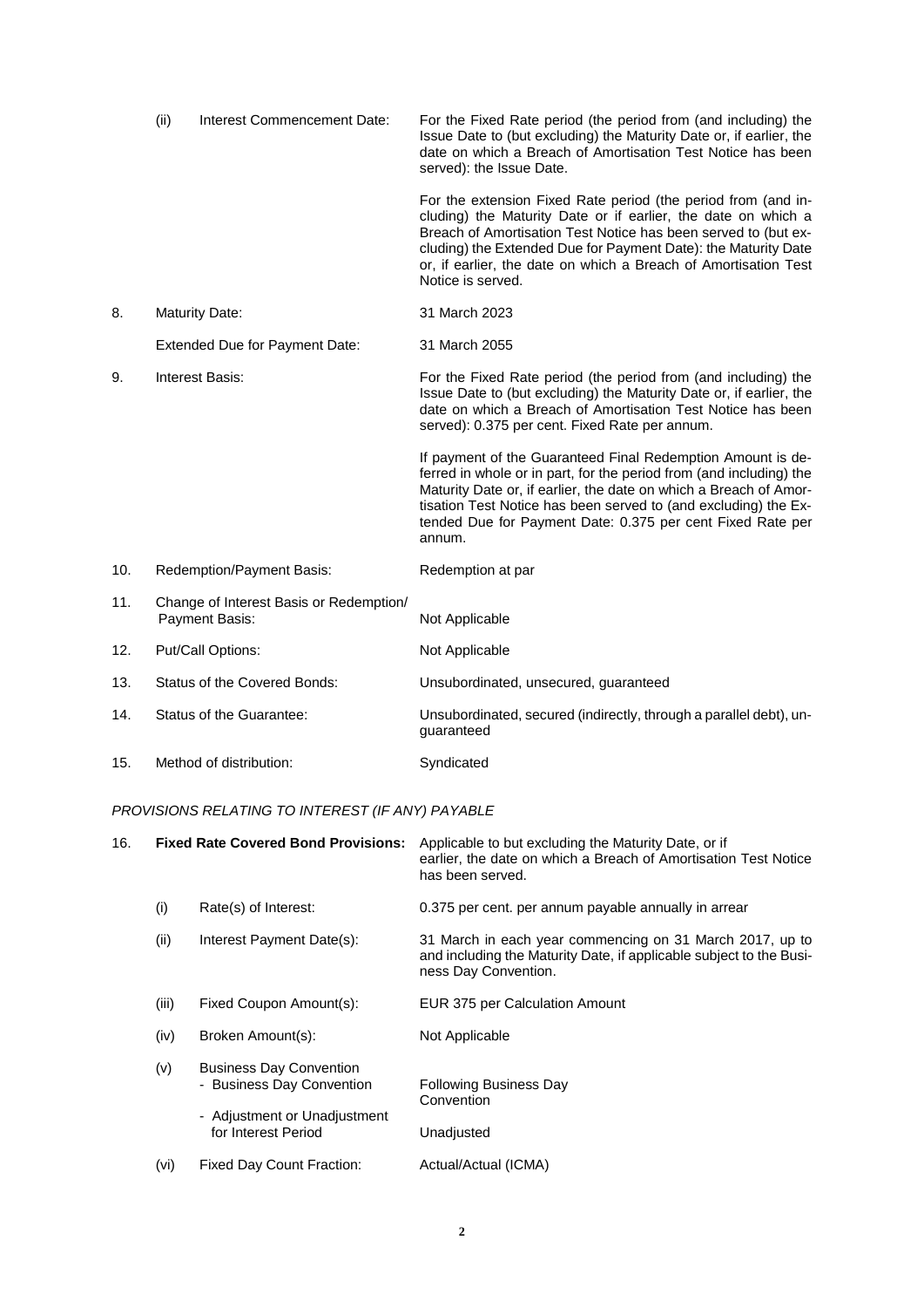| | | |
|---|---|---|
| (ii) | Interest Commencement Date: | For the Fixed Rate period (the period from (and including) the Issue Date to (but excluding) the Maturity Date or, if earlier, the date on which a Breach of Amortisation Test Notice has been served): the Issue Date.<br><br>For the extension Fixed Rate period (the period from (and including) the Maturity Date or if earlier, the date on which a Breach of Amortisation Test Notice has been served to (but excluding) the Extended Due for Payment Date): the Maturity Date or, if earlier, the date on which a Breach of Amortisation Test Notice is served. |
| 8. | Maturity Date: | 31 March 2023 |
| | Extended Due for Payment Date: | 31 March 2055 |
| 9. | Interest Basis: | For the Fixed Rate period (the period from (and including) the Issue Date to (but excluding) the Maturity Date or, if earlier, the date on which a Breach of Amortisation Test Notice has been served): 0.375 per cent. Fixed Rate per annum.<br><br>If payment of the Guaranteed Final Redemption Amount is deferred in whole or in part, for the period from (and including) the Maturity Date or, if earlier, the date on which a Breach of Amortisation Test Notice has been served to (and excluding) the Extended Due for Payment Date: 0.375 per cent Fixed Rate per annum. |
| 10. | Redemption/Payment Basis: | Redemption at par |
| 11. | Change of Interest Basis or Redemption/ Payment Basis: | Not Applicable |
| 12. | Put/Call Options: | Not Applicable |
| 13. | Status of the Covered Bonds: | Unsubordinated, unsecured, guaranteed |
| 14. | Status of the Guarantee: | Unsubordinated, secured (indirectly, through a parallel debt), unguaranteed |
| 15. | Method of distribution: | Syndicated |

*PROVISIONS RELATING TO INTEREST (IF ANY) PAYABLE*

| | | |
|---|---|---|
| 16. | **Fixed Rate Covered Bond Provisions:** | Applicable to but excluding the Maturity Date, or if earlier, the date on which a Breach of Amortisation Test Notice has been served. |
| (i) | Rate(s) of Interest: | 0.375 per cent. per annum payable annually in arrear |
| (ii) | Interest Payment Date(s): | 31 March in each year commencing on 31 March 2017, up to and including the Maturity Date, if applicable subject to the Business Day Convention. |
| (iii) | Fixed Coupon Amount(s): | EUR 375 per Calculation Amount |
| (iv) | Broken Amount(s): | Not Applicable |
| (v) | Business Day Convention<br>- Business Day Convention<br><br>- Adjustment or Unadjustment for Interest Period | <br>Following Business Day Convention<br><br>Unadjusted |
| (vi) | Fixed Day Count Fraction: | Actual/Actual (ICMA) |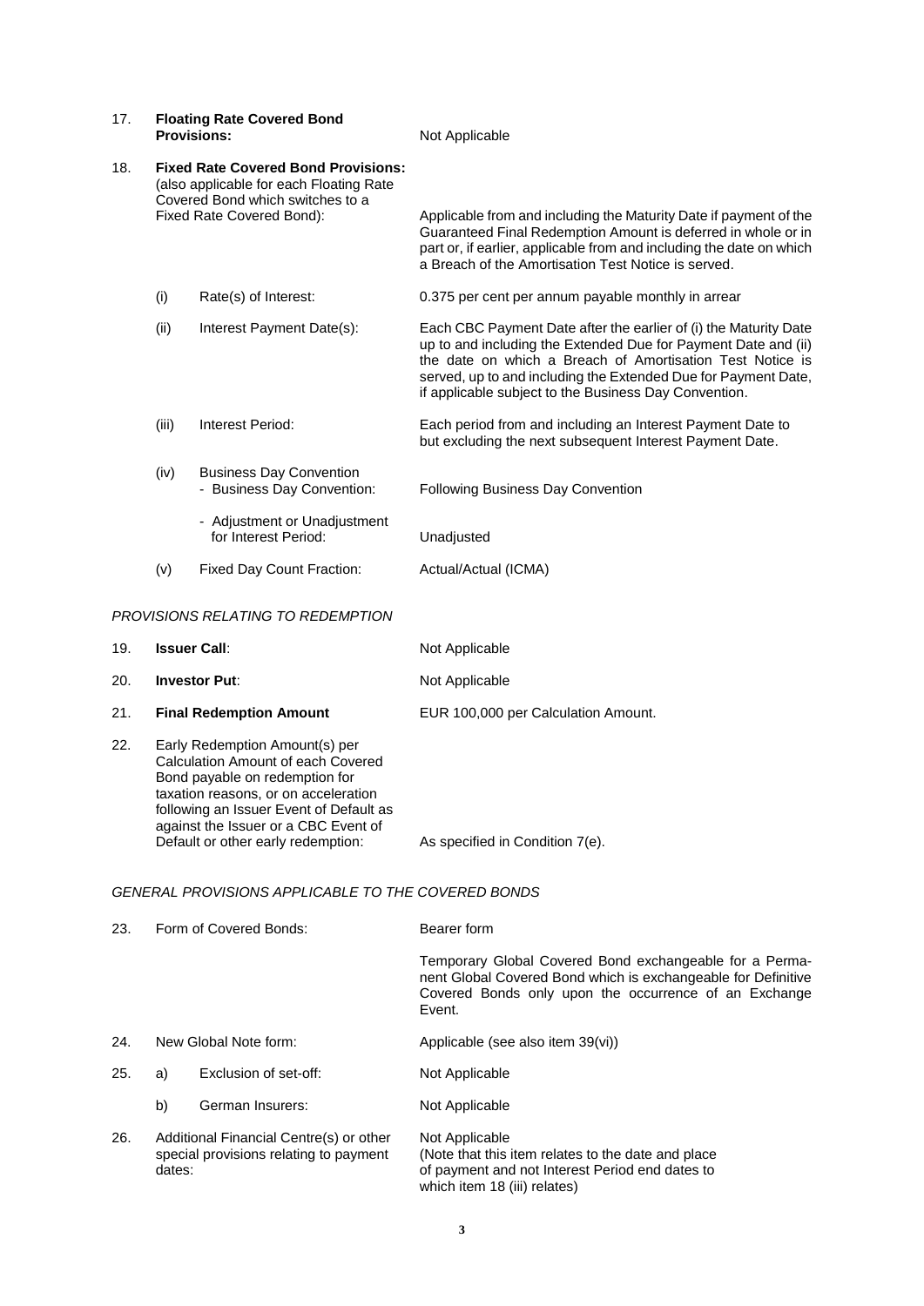| | | | |
|---|---|---|---|
| 17. | **Floating Rate Covered Bond Provisions:** | | Not Applicable |
| 18. | **Fixed Rate Covered Bond Provisions:** (also applicable for each Floating Rate Covered Bond which switches to a Fixed Rate Covered Bond): | | Applicable from and including the Maturity Date if payment of the Guaranteed Final Redemption Amount is deferred in whole or in part or, if earlier, applicable from and including the date on which a Breach of the Amortisation Test Notice is served. |
| | (i) | Rate(s) of Interest: | 0.375 per cent per annum payable monthly in arrear |
| | (ii) | Interest Payment Date(s): | Each CBC Payment Date after the earlier of (i) the Maturity Date up to and including the Extended Due for Payment Date and (ii) the date on which a Breach of Amortisation Test Notice is served, up to and including the Extended Due for Payment Date, if applicable subject to the Business Day Convention. |
| | (iii) | Interest Period: | Each period from and including an Interest Payment Date to but excluding the next subsequent Interest Payment Date. |
| | (iv) | Business Day Convention - Business Day Convention: | Following Business Day Convention |
| | | - Adjustment or Unadjustment for Interest Period: | Unadjusted |
| | (v) | Fixed Day Count Fraction: | Actual/Actual (ICMA) |

*PROVISIONS RELATING TO REDEMPTION*

| | | |
|---|---|---|
| 19. | **Issuer Call**: | Not Applicable |
| 20. | **Investor Put**: | Not Applicable |
| 21. | **Final Redemption Amount** | EUR 100,000 per Calculation Amount. |
| 22. | Early Redemption Amount(s) per Calculation Amount of each Covered Bond payable on redemption for taxation reasons, or on acceleration following an Issuer Event of Default as against the Issuer or a CBC Event of Default or other early redemption: | As specified in Condition 7(e). |

*GENERAL PROVISIONS APPLICABLE TO THE COVERED BONDS*

| | | | |
|---|---|---|---|
| 23. | Form of Covered Bonds: | | Bearer form<br><br>Temporary Global Covered Bond exchangeable for a Permanent Global Covered Bond which is exchangeable for Definitive Covered Bonds only upon the occurrence of an Exchange Event. |
| 24. | New Global Note form: | | Applicable (see also item 39(vi)) |
| 25. | a) | Exclusion of set-off: | Not Applicable |
| | b) | German Insurers: | Not Applicable |
| 26. | Additional Financial Centre(s) or other special provisions relating to payment dates: | | Not Applicable<br>(Note that this item relates to the date and place of payment and not Interest Period end dates to which item 18 (iii) relates) |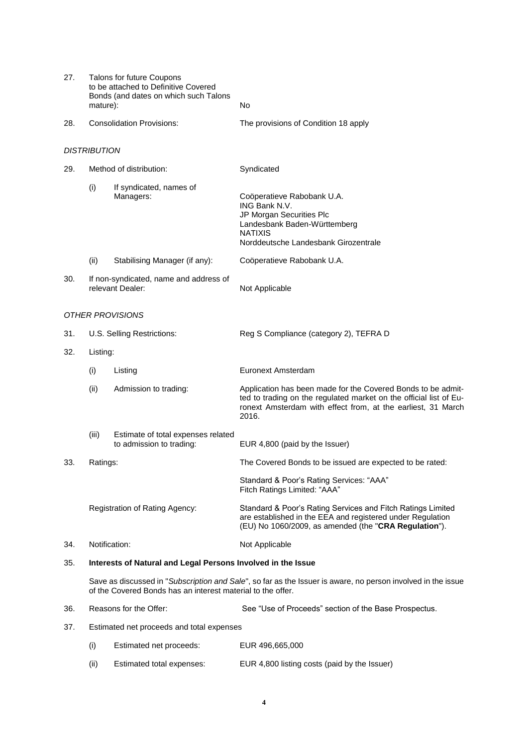| | | | |
|---|---|---|---|
| 27. | Talons for future Coupons to be attached to Definitive Covered Bonds (and dates on which such Talons mature): | | No |
| 28. | Consolidation Provisions: | | The provisions of Condition 18 apply |

*DISTRIBUTION*

| | | | |
|---|---|---|---|
| 29. | Method of distribution: | | Syndicated |
| | (i) | If syndicated, names of Managers: | Coöperatieve Rabobank U.A.<br>ING Bank N.V.<br>JP Morgan Securities Plc<br>Landesbank Baden-Württemberg<br>NATIXIS<br>Norddeutsche Landesbank Girozentrale |
| | (ii) | Stabilising Manager (if any): | Coöperatieve Rabobank U.A. |
| 30. | If non-syndicated, name and address of relevant Dealer: | | Not Applicable |

*OTHER PROVISIONS*

| | | | |
|---|---|---|---|
| 31. | U.S. Selling Restrictions: | | Reg S Compliance (category 2), TEFRA D |
| 32. | Listing: | | |
| | (i) | Listing | Euronext Amsterdam |
| | (ii) | Admission to trading: | Application has been made for the Covered Bonds to be admitted to trading on the regulated market on the official list of Euronext Amsterdam with effect from, at the earliest, 31 March 2016. |
| | (iii) | Estimate of total expenses related to admission to trading: | EUR 4,800 (paid by the Issuer) |
| 33. | Ratings: | | The Covered Bonds to be issued are expected to be rated:<br><br>Standard & Poor's Rating Services: "AAA"<br>Fitch Ratings Limited: "AAA" |
| | Registration of Rating Agency: | | Standard & Poor's Rating Services and Fitch Ratings Limited are established in the EEA and registered under Regulation (EU) No 1060/2009, as amended (the "**CRA Regulation**"). |
| 34. | Notification: | | Not Applicable |

35. **Interests of Natural and Legal Persons Involved in the Issue**

Save as discussed in "*Subscription and Sale*", so far as the Issuer is aware, no person involved in the issue of the Covered Bonds has an interest material to the offer.

| | | | |
|---|---|---|---|
| 36. | Reasons for the Offer: | | See "Use of Proceeds" section of the Base Prospectus. |
| 37. | Estimated net proceeds and total expenses | | |
| | (i) | Estimated net proceeds: | EUR 496,665,000 |
| | (ii) | Estimated total expenses: | EUR 4,800 listing costs (paid by the Issuer) |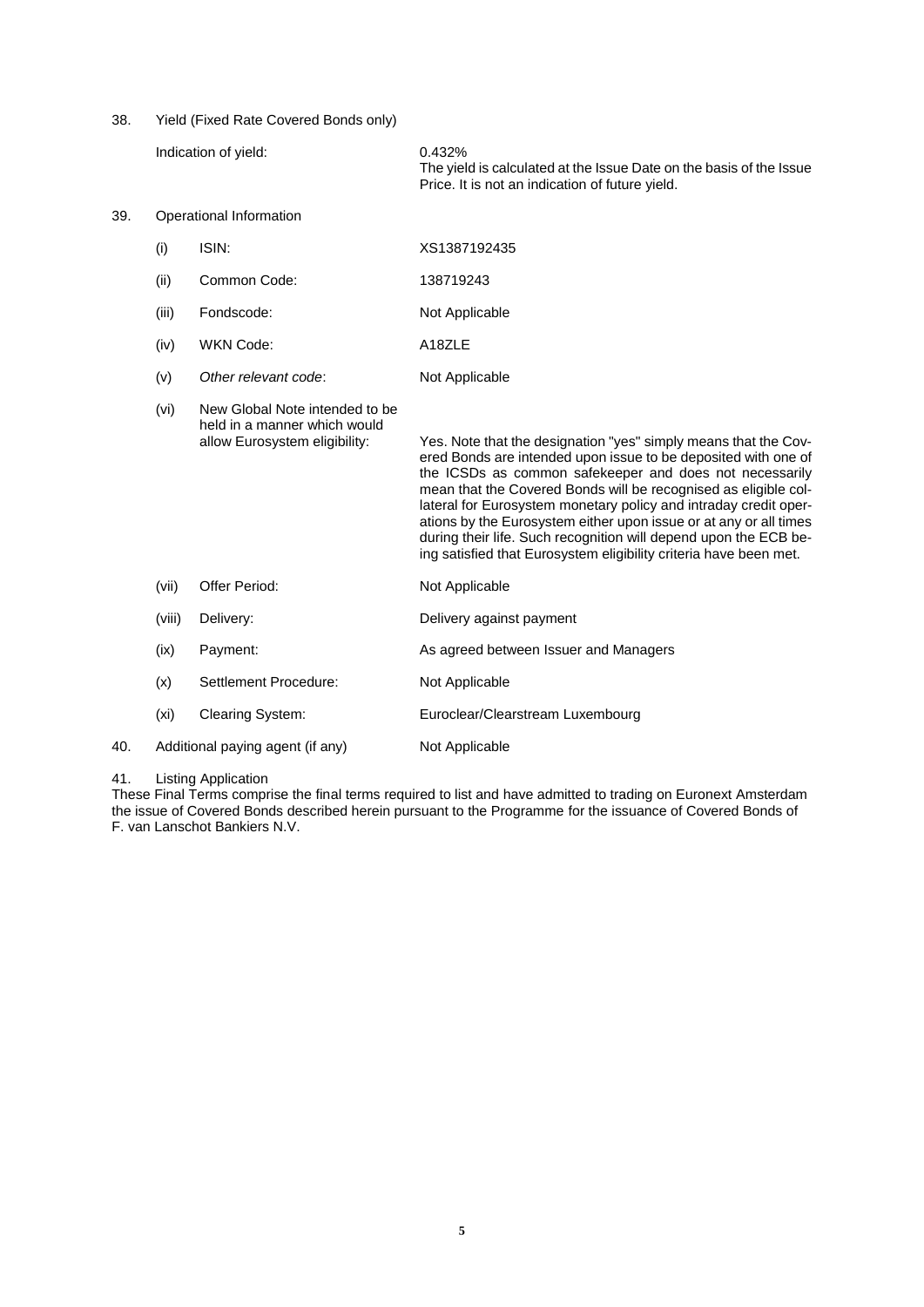38. Yield (Fixed Rate Covered Bonds only)

| | | |
|---|---|---|
| | Indication of yield: | 0.432%<br>The yield is calculated at the Issue Date on the basis of the Issue Price. It is not an indication of future yield. |

39. Operational Information

| | | |
|---|---|---|
| (i) | ISIN: | XS1387192435 |
| (ii) | Common Code: | 138719243 |
| (iii) | Fondscode: | Not Applicable |
| (iv) | WKN Code: | A18ZLE |
| (v) | *Other relevant code*: | Not Applicable |
| (vi) | New Global Note intended to be held in a manner which would allow Eurosystem eligibility: | Yes. Note that the designation "yes" simply means that the Covered Bonds are intended upon issue to be deposited with one of the ICSDs as common safekeeper and does not necessarily mean that the Covered Bonds will be recognised as eligible collateral for Eurosystem monetary policy and intraday credit operations by the Eurosystem either upon issue or at any or all times during their life. Such recognition will depend upon the ECB being satisfied that Eurosystem eligibility criteria have been met. |
| (vii) | Offer Period: | Not Applicable |
| (viii) | Delivery: | Delivery against payment |
| (ix) | Payment: | As agreed between Issuer and Managers |
| (x) | Settlement Procedure: | Not Applicable |
| (xi) | Clearing System: | Euroclear/Clearstream Luxembourg |

40. Additional paying agent (if any) — Not Applicable

41. Listing Application

These Final Terms comprise the final terms required to list and have admitted to trading on Euronext Amsterdam the issue of Covered Bonds described herein pursuant to the Programme for the issuance of Covered Bonds of F. van Lanschot Bankiers N.V.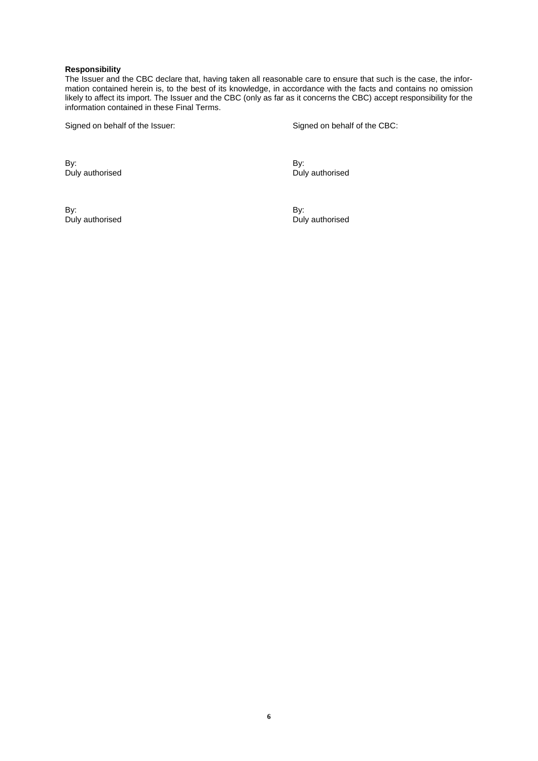**Responsibility**

The Issuer and the CBC declare that, having taken all reasonable care to ensure that such is the case, the information contained herein is, to the best of its knowledge, in accordance with the facts and contains no omission likely to affect its import. The Issuer and the CBC (only as far as it concerns the CBC) accept responsibility for the information contained in these Final Terms.

| Signed on behalf of the Issuer: | Signed on behalf of the CBC: |
| --- | --- |
| By:<br>Duly authorised | By:<br>Duly authorised |
| By:<br>Duly authorised | By:<br>Duly authorised |